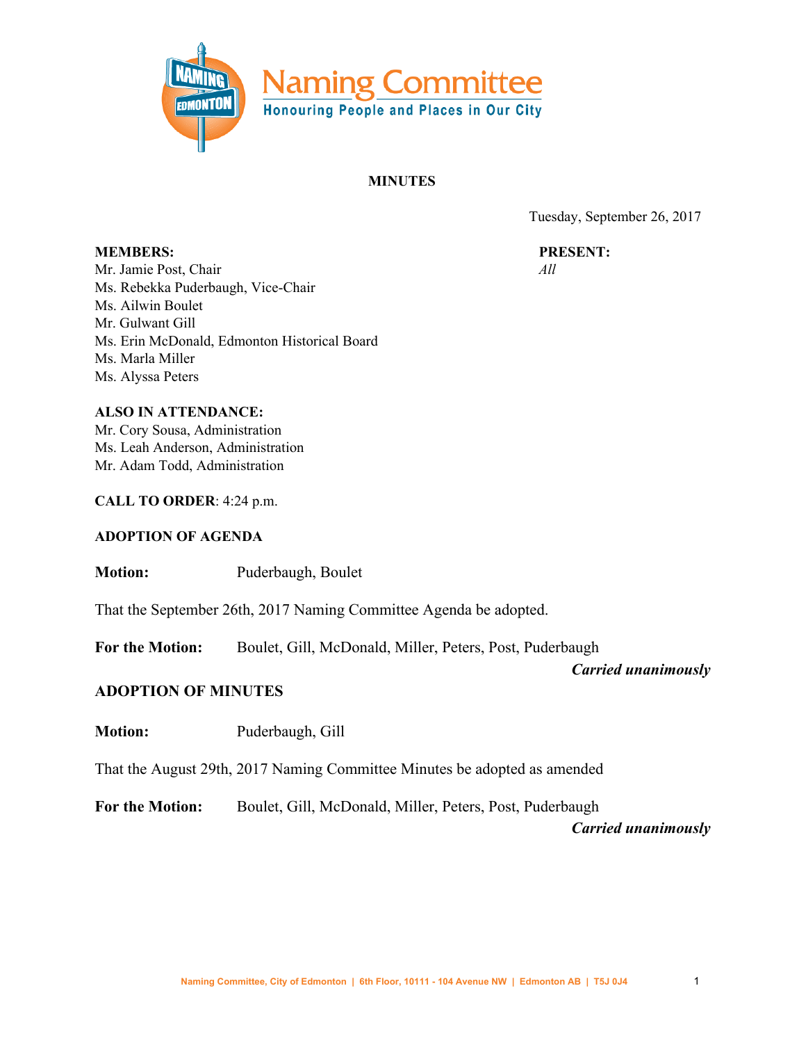# Naming Committee

Honouring People and Places in Our City

## MINUTES

Tuesday, September 26, 2017

**MEMBERS:**
Mr. Jamie Post, Chair
Ms. Rebekka Puderbaugh, Vice-Chair
Ms. Ailwin Boulet
Mr. Gulwant Gill
Ms. Erin McDonald, Edmonton Historical Board
Ms. Marla Miller
Ms. Alyssa Peters

**PRESENT:**
*All*

**ALSO IN ATTENDANCE:**
Mr. Cory Sousa, Administration
Ms. Leah Anderson, Administration
Mr. Adam Todd, Administration

**CALL TO ORDER**: 4:24 p.m.

**ADOPTION OF AGENDA**

**Motion:** Puderbaugh, Boulet

That the September 26th, 2017 Naming Committee Agenda be adopted.

**For the Motion:** Boulet, Gill, McDonald, Miller, Peters, Post, Puderbaugh

***Carried unanimously***

**ADOPTION OF MINUTES**

**Motion:** Puderbaugh, Gill

That the August 29th, 2017 Naming Committee Minutes be adopted as amended

**For the Motion:** Boulet, Gill, McDonald, Miller, Peters, Post, Puderbaugh

***Carried unanimously***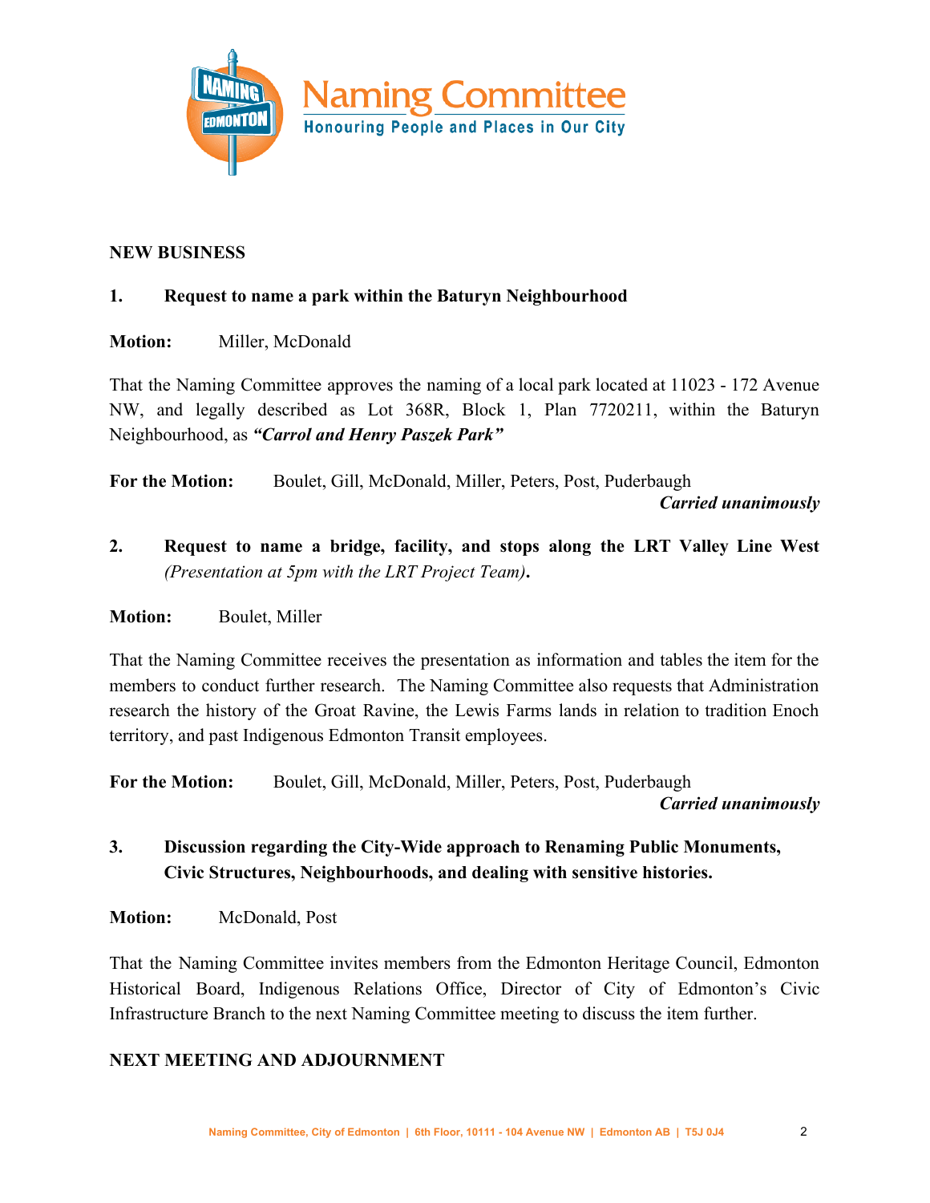## NEW BUSINESS

### 1. Request to name a park within the Baturyn Neighbourhood

**Motion:** Miller, McDonald

That the Naming Committee approves the naming of a local park located at 11023 - 172 Avenue NW, and legally described as Lot 368R, Block 1, Plan 7720211, within the Baturyn Neighbourhood, as ***"Carrol and Henry Paszek Park"***

**For the Motion:** Boulet, Gill, McDonald, Miller, Peters, Post, Puderbaugh

***Carried unanimously***

### 2. Request to name a bridge, facility, and stops along the LRT Valley Line West *(Presentation at 5pm with the LRT Project Team)*.

**Motion:** Boulet, Miller

That the Naming Committee receives the presentation as information and tables the item for the members to conduct further research. The Naming Committee also requests that Administration research the history of the Groat Ravine, the Lewis Farms lands in relation to tradition Enoch territory, and past Indigenous Edmonton Transit employees.

**For the Motion:** Boulet, Gill, McDonald, Miller, Peters, Post, Puderbaugh

***Carried unanimously***

### 3. Discussion regarding the City-Wide approach to Renaming Public Monuments, Civic Structures, Neighbourhoods, and dealing with sensitive histories.

**Motion:** McDonald, Post

That the Naming Committee invites members from the Edmonton Heritage Council, Edmonton Historical Board, Indigenous Relations Office, Director of City of Edmonton's Civic Infrastructure Branch to the next Naming Committee meeting to discuss the item further.

## NEXT MEETING AND ADJOURNMENT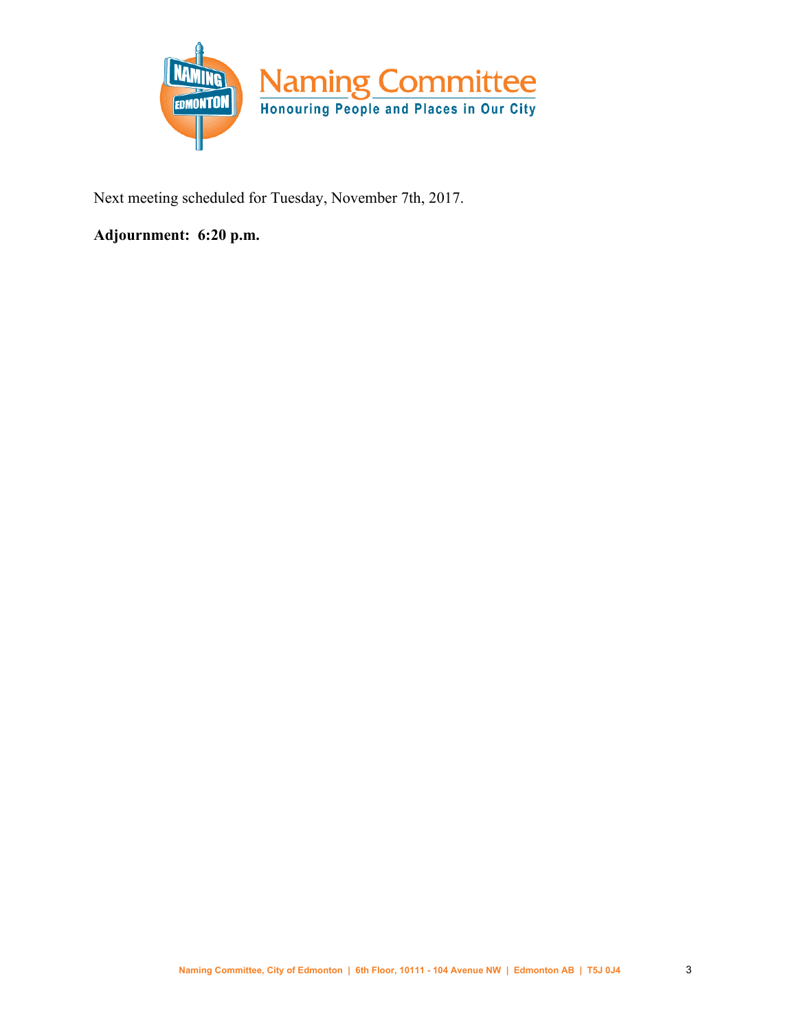Next meeting scheduled for Tuesday, November 7th, 2017.

**Adjournment: 6:20 p.m.**